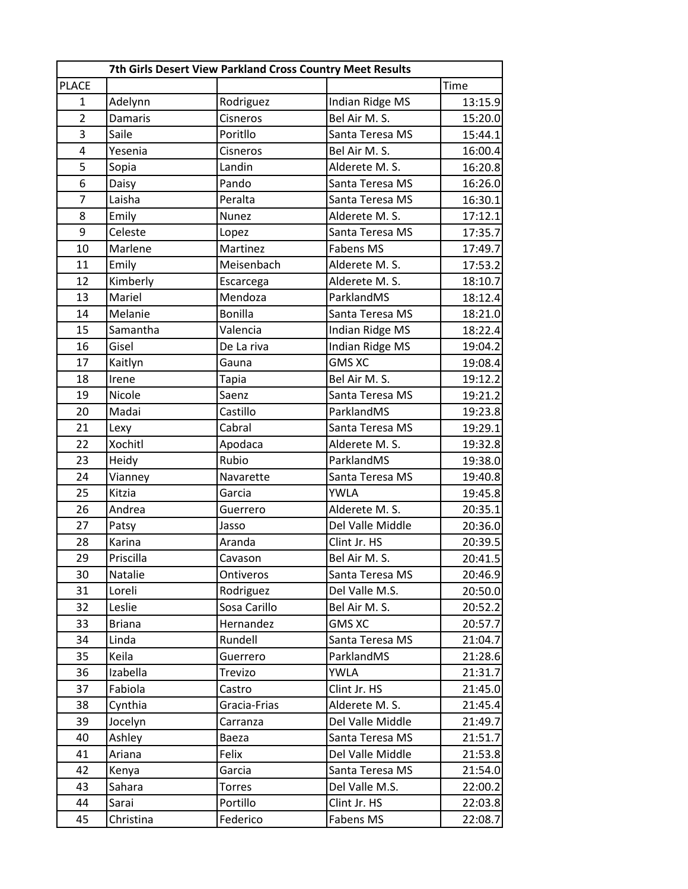| 7th Girls Desert View Parkland Cross Country Meet Results | | | | |
|---|---|---|---|---|
| PLACE | | | | Time |
| 1 | Adelynn | Rodriguez | Indian Ridge MS | 13:15.9 |
| 2 | Damaris | Cisneros | Bel Air M. S. | 15:20.0 |
| 3 | Saile | Poritllo | Santa Teresa MS | 15:44.1 |
| 4 | Yesenia | Cisneros | Bel Air M. S. | 16:00.4 |
| 5 | Sopia | Landin | Alderete M. S. | 16:20.8 |
| 6 | Daisy | Pando | Santa Teresa MS | 16:26.0 |
| 7 | Laisha | Peralta | Santa Teresa MS | 16:30.1 |
| 8 | Emily | Nunez | Alderete M. S. | 17:12.1 |
| 9 | Celeste | Lopez | Santa Teresa MS | 17:35.7 |
| 10 | Marlene | Martinez | Fabens MS | 17:49.7 |
| 11 | Emily | Meisenbach | Alderete M. S. | 17:53.2 |
| 12 | Kimberly | Escarcega | Alderete M. S. | 18:10.7 |
| 13 | Mariel | Mendoza | ParklandMS | 18:12.4 |
| 14 | Melanie | Bonilla | Santa Teresa MS | 18:21.0 |
| 15 | Samantha | Valencia | Indian Ridge MS | 18:22.4 |
| 16 | Gisel | De La riva | Indian Ridge MS | 19:04.2 |
| 17 | Kaitlyn | Gauna | GMS XC | 19:08.4 |
| 18 | Irene | Tapia | Bel Air M. S. | 19:12.2 |
| 19 | Nicole | Saenz | Santa Teresa MS | 19:21.2 |
| 20 | Madai | Castillo | ParklandMS | 19:23.8 |
| 21 | Lexy | Cabral | Santa Teresa MS | 19:29.1 |
| 22 | Xochitl | Apodaca | Alderete M. S. | 19:32.8 |
| 23 | Heidy | Rubio | ParklandMS | 19:38.0 |
| 24 | Vianney | Navarette | Santa Teresa MS | 19:40.8 |
| 25 | Kitzia | Garcia | YWLA | 19:45.8 |
| 26 | Andrea | Guerrero | Alderete M. S. | 20:35.1 |
| 27 | Patsy | Jasso | Del Valle Middle | 20:36.0 |
| 28 | Karina | Aranda | Clint Jr. HS | 20:39.5 |
| 29 | Priscilla | Cavason | Bel Air M. S. | 20:41.5 |
| 30 | Natalie | Ontiveros | Santa Teresa MS | 20:46.9 |
| 31 | Loreli | Rodriguez | Del Valle M.S. | 20:50.0 |
| 32 | Leslie | Sosa Carillo | Bel Air M. S. | 20:52.2 |
| 33 | Briana | Hernandez | GMS XC | 20:57.7 |
| 34 | Linda | Rundell | Santa Teresa MS | 21:04.7 |
| 35 | Keila | Guerrero | ParklandMS | 21:28.6 |
| 36 | Izabella | Trevizo | YWLA | 21:31.7 |
| 37 | Fabiola | Castro | Clint Jr. HS | 21:45.0 |
| 38 | Cynthia | Gracia-Frias | Alderete M. S. | 21:45.4 |
| 39 | Jocelyn | Carranza | Del Valle Middle | 21:49.7 |
| 40 | Ashley | Baeza | Santa Teresa MS | 21:51.7 |
| 41 | Ariana | Felix | Del Valle Middle | 21:53.8 |
| 42 | Kenya | Garcia | Santa Teresa MS | 21:54.0 |
| 43 | Sahara | Torres | Del Valle M.S. | 22:00.2 |
| 44 | Sarai | Portillo | Clint Jr. HS | 22:03.8 |
| 45 | Christina | Federico | Fabens MS | 22:08.7 |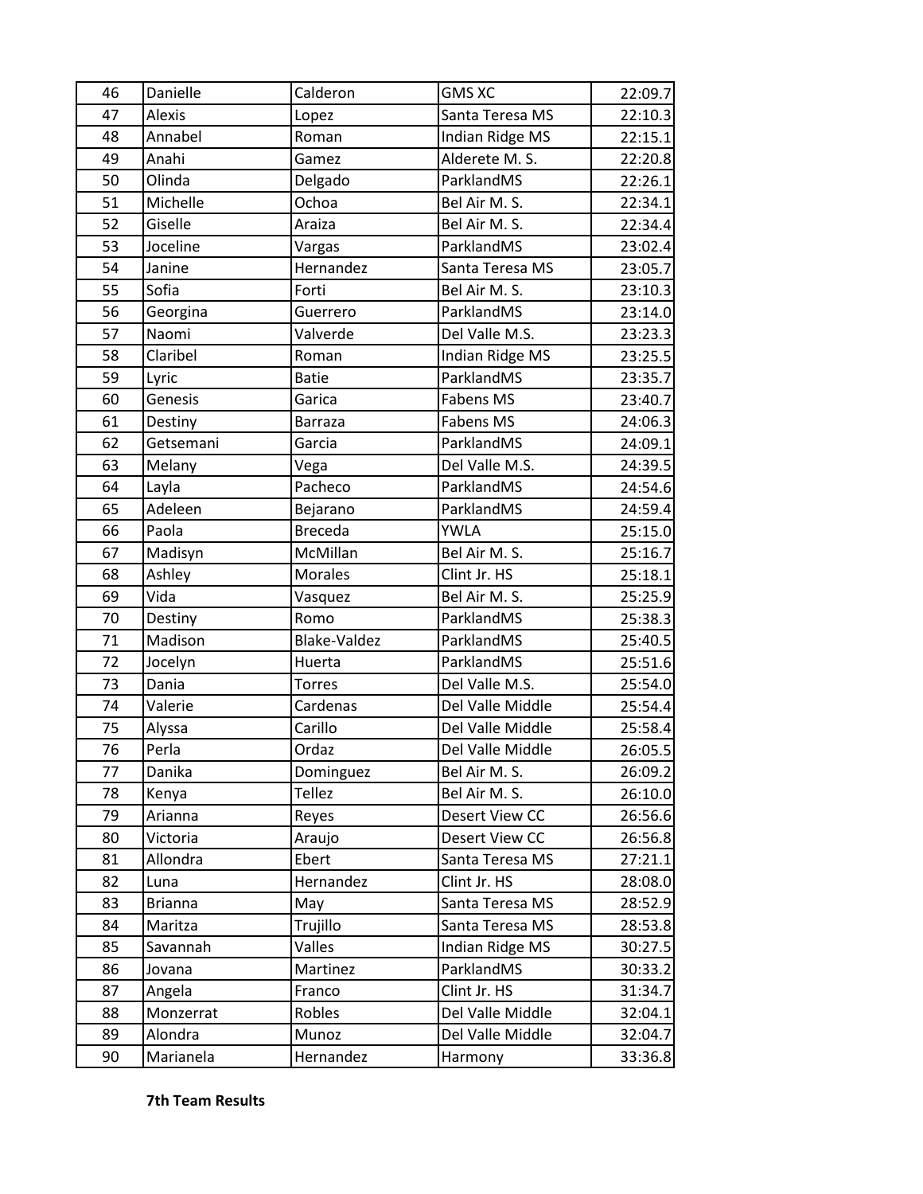| 46 | Danielle | Calderon | GMS XC | 22:09.7 |
|---|---|---|---|---|
| 47 | Alexis | Lopez | Santa Teresa MS | 22:10.3 |
| 48 | Annabel | Roman | Indian Ridge MS | 22:15.1 |
| 49 | Anahi | Gamez | Alderete M. S. | 22:20.8 |
| 50 | Olinda | Delgado | ParklandMS | 22:26.1 |
| 51 | Michelle | Ochoa | Bel Air M. S. | 22:34.1 |
| 52 | Giselle | Araiza | Bel Air M. S. | 22:34.4 |
| 53 | Joceline | Vargas | ParklandMS | 23:02.4 |
| 54 | Janine | Hernandez | Santa Teresa MS | 23:05.7 |
| 55 | Sofia | Forti | Bel Air M. S. | 23:10.3 |
| 56 | Georgina | Guerrero | ParklandMS | 23:14.0 |
| 57 | Naomi | Valverde | Del Valle M.S. | 23:23.3 |
| 58 | Claribel | Roman | Indian Ridge MS | 23:25.5 |
| 59 | Lyric | Batie | ParklandMS | 23:35.7 |
| 60 | Genesis | Garica | Fabens MS | 23:40.7 |
| 61 | Destiny | Barraza | Fabens MS | 24:06.3 |
| 62 | Getsemani | Garcia | ParklandMS | 24:09.1 |
| 63 | Melany | Vega | Del Valle M.S. | 24:39.5 |
| 64 | Layla | Pacheco | ParklandMS | 24:54.6 |
| 65 | Adeleen | Bejarano | ParklandMS | 24:59.4 |
| 66 | Paola | Breceda | YWLA | 25:15.0 |
| 67 | Madisyn | McMillan | Bel Air M. S. | 25:16.7 |
| 68 | Ashley | Morales | Clint Jr. HS | 25:18.1 |
| 69 | Vida | Vasquez | Bel Air M. S. | 25:25.9 |
| 70 | Destiny | Romo | ParklandMS | 25:38.3 |
| 71 | Madison | Blake-Valdez | ParklandMS | 25:40.5 |
| 72 | Jocelyn | Huerta | ParklandMS | 25:51.6 |
| 73 | Dania | Torres | Del Valle M.S. | 25:54.0 |
| 74 | Valerie | Cardenas | Del Valle Middle | 25:54.4 |
| 75 | Alyssa | Carillo | Del Valle Middle | 25:58.4 |
| 76 | Perla | Ordaz | Del Valle Middle | 26:05.5 |
| 77 | Danika | Dominguez | Bel Air M. S. | 26:09.2 |
| 78 | Kenya | Tellez | Bel Air M. S. | 26:10.0 |
| 79 | Arianna | Reyes | Desert View CC | 26:56.6 |
| 80 | Victoria | Araujo | Desert View CC | 26:56.8 |
| 81 | Allondra | Ebert | Santa Teresa MS | 27:21.1 |
| 82 | Luna | Hernandez | Clint Jr. HS | 28:08.0 |
| 83 | Brianna | May | Santa Teresa MS | 28:52.9 |
| 84 | Maritza | Trujillo | Santa Teresa MS | 28:53.8 |
| 85 | Savannah | Valles | Indian Ridge MS | 30:27.5 |
| 86 | Jovana | Martinez | ParklandMS | 30:33.2 |
| 87 | Angela | Franco | Clint Jr. HS | 31:34.7 |
| 88 | Monzerrat | Robles | Del Valle Middle | 32:04.1 |
| 89 | Alondra | Munoz | Del Valle Middle | 32:04.7 |
| 90 | Marianela | Hernandez | Harmony | 33:36.8 |

**7th Team Results**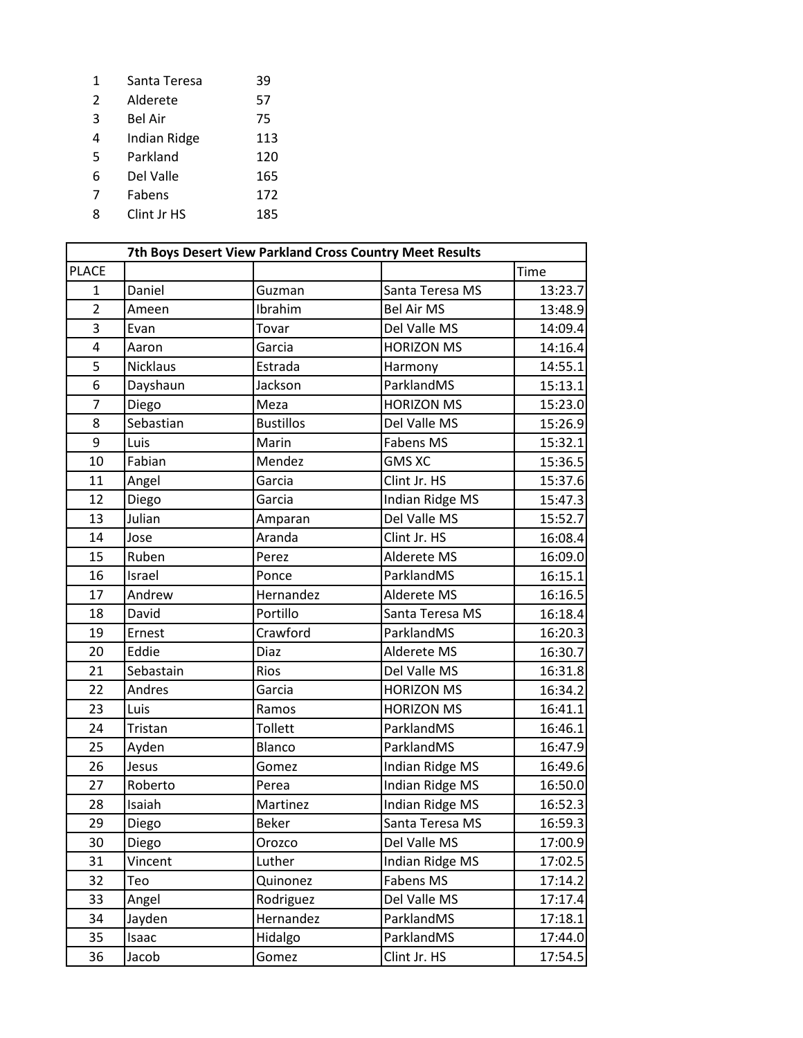| | | |
|---|---|---|
| 1 | Santa Teresa | 39 |
| 2 | Alderete | 57 |
| 3 | Bel Air | 75 |
| 4 | Indian Ridge | 113 |
| 5 | Parkland | 120 |
| 6 | Del Valle | 165 |
| 7 | Fabens | 172 |
| 8 | Clint Jr HS | 185 |

| | 7th Boys Desert View Parkland Cross Country Meet Results | | | |
|---|---|---|---|---|
| PLACE | | | | Time |
| 1 | Daniel | Guzman | Santa Teresa MS | 13:23.7 |
| 2 | Ameen | Ibrahim | Bel Air MS | 13:48.9 |
| 3 | Evan | Tovar | Del Valle MS | 14:09.4 |
| 4 | Aaron | Garcia | HORIZON MS | 14:16.4 |
| 5 | Nicklaus | Estrada | Harmony | 14:55.1 |
| 6 | Dayshaun | Jackson | ParklandMS | 15:13.1 |
| 7 | Diego | Meza | HORIZON MS | 15:23.0 |
| 8 | Sebastian | Bustillos | Del Valle MS | 15:26.9 |
| 9 | Luis | Marin | Fabens MS | 15:32.1 |
| 10 | Fabian | Mendez | GMS XC | 15:36.5 |
| 11 | Angel | Garcia | Clint Jr. HS | 15:37.6 |
| 12 | Diego | Garcia | Indian Ridge MS | 15:47.3 |
| 13 | Julian | Amparan | Del Valle MS | 15:52.7 |
| 14 | Jose | Aranda | Clint Jr. HS | 16:08.4 |
| 15 | Ruben | Perez | Alderete MS | 16:09.0 |
| 16 | Israel | Ponce | ParklandMS | 16:15.1 |
| 17 | Andrew | Hernandez | Alderete MS | 16:16.5 |
| 18 | David | Portillo | Santa Teresa MS | 16:18.4 |
| 19 | Ernest | Crawford | ParklandMS | 16:20.3 |
| 20 | Eddie | Diaz | Alderete MS | 16:30.7 |
| 21 | Sebastain | Rios | Del Valle MS | 16:31.8 |
| 22 | Andres | Garcia | HORIZON MS | 16:34.2 |
| 23 | Luis | Ramos | HORIZON MS | 16:41.1 |
| 24 | Tristan | Tollett | ParklandMS | 16:46.1 |
| 25 | Ayden | Blanco | ParklandMS | 16:47.9 |
| 26 | Jesus | Gomez | Indian Ridge MS | 16:49.6 |
| 27 | Roberto | Perea | Indian Ridge MS | 16:50.0 |
| 28 | Isaiah | Martinez | Indian Ridge MS | 16:52.3 |
| 29 | Diego | Beker | Santa Teresa MS | 16:59.3 |
| 30 | Diego | Orozco | Del Valle MS | 17:00.9 |
| 31 | Vincent | Luther | Indian Ridge MS | 17:02.5 |
| 32 | Teo | Quinonez | Fabens MS | 17:14.2 |
| 33 | Angel | Rodriguez | Del Valle MS | 17:17.4 |
| 34 | Jayden | Hernandez | ParklandMS | 17:18.1 |
| 35 | Isaac | Hidalgo | ParklandMS | 17:44.0 |
| 36 | Jacob | Gomez | Clint Jr. HS | 17:54.5 |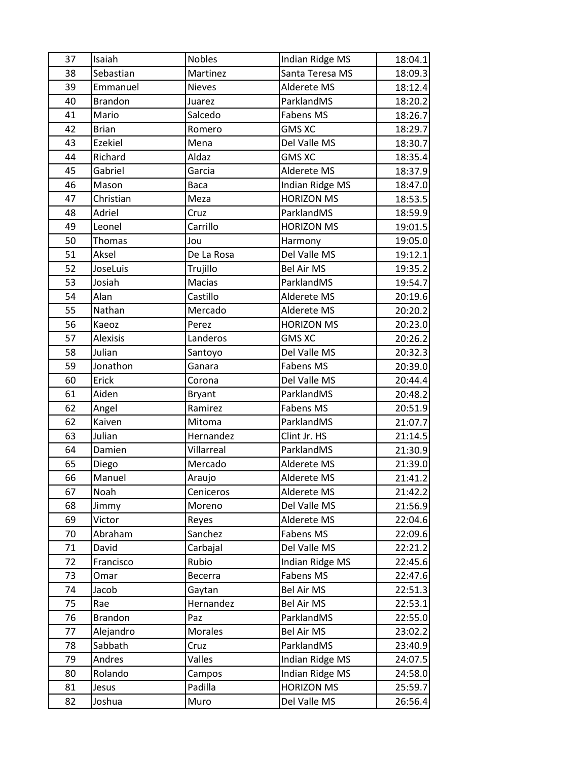| 37 | Isaiah | Nobles | Indian Ridge MS | 18:04.1 |
|---|---|---|---|---|
| 38 | Sebastian | Martinez | Santa Teresa MS | 18:09.3 |
| 39 | Emmanuel | Nieves | Alderete MS | 18:12.4 |
| 40 | Brandon | Juarez | ParklandMS | 18:20.2 |
| 41 | Mario | Salcedo | Fabens MS | 18:26.7 |
| 42 | Brian | Romero | GMS XC | 18:29.7 |
| 43 | Ezekiel | Mena | Del Valle MS | 18:30.7 |
| 44 | Richard | Aldaz | GMS XC | 18:35.4 |
| 45 | Gabriel | Garcia | Alderete MS | 18:37.9 |
| 46 | Mason | Baca | Indian Ridge MS | 18:47.0 |
| 47 | Christian | Meza | HORIZON MS | 18:53.5 |
| 48 | Adriel | Cruz | ParklandMS | 18:59.9 |
| 49 | Leonel | Carrillo | HORIZON MS | 19:01.5 |
| 50 | Thomas | Jou | Harmony | 19:05.0 |
| 51 | Aksel | De La Rosa | Del Valle MS | 19:12.1 |
| 52 | JoseLuis | Trujillo | Bel Air MS | 19:35.2 |
| 53 | Josiah | Macias | ParklandMS | 19:54.7 |
| 54 | Alan | Castillo | Alderete MS | 20:19.6 |
| 55 | Nathan | Mercado | Alderete MS | 20:20.2 |
| 56 | Kaeoz | Perez | HORIZON MS | 20:23.0 |
| 57 | Alexisis | Landeros | GMS XC | 20:26.2 |
| 58 | Julian | Santoyo | Del Valle MS | 20:32.3 |
| 59 | Jonathon | Ganara | Fabens MS | 20:39.0 |
| 60 | Erick | Corona | Del Valle MS | 20:44.4 |
| 61 | Aiden | Bryant | ParklandMS | 20:48.2 |
| 62 | Angel | Ramirez | Fabens MS | 20:51.9 |
| 62 | Kaiven | Mitoma | ParklandMS | 21:07.7 |
| 63 | Julian | Hernandez | Clint Jr. HS | 21:14.5 |
| 64 | Damien | Villarreal | ParklandMS | 21:30.9 |
| 65 | Diego | Mercado | Alderete MS | 21:39.0 |
| 66 | Manuel | Araujo | Alderete MS | 21:41.2 |
| 67 | Noah | Ceniceros | Alderete MS | 21:42.2 |
| 68 | Jimmy | Moreno | Del Valle MS | 21:56.9 |
| 69 | Victor | Reyes | Alderete MS | 22:04.6 |
| 70 | Abraham | Sanchez | Fabens MS | 22:09.6 |
| 71 | David | Carbajal | Del Valle MS | 22:21.2 |
| 72 | Francisco | Rubio | Indian Ridge MS | 22:45.6 |
| 73 | Omar | Becerra | Fabens MS | 22:47.6 |
| 74 | Jacob | Gaytan | Bel Air MS | 22:51.3 |
| 75 | Rae | Hernandez | Bel Air MS | 22:53.1 |
| 76 | Brandon | Paz | ParklandMS | 22:55.0 |
| 77 | Alejandro | Morales | Bel Air MS | 23:02.2 |
| 78 | Sabbath | Cruz | ParklandMS | 23:40.9 |
| 79 | Andres | Valles | Indian Ridge MS | 24:07.5 |
| 80 | Rolando | Campos | Indian Ridge MS | 24:58.0 |
| 81 | Jesus | Padilla | HORIZON MS | 25:59.7 |
| 82 | Joshua | Muro | Del Valle MS | 26:56.4 |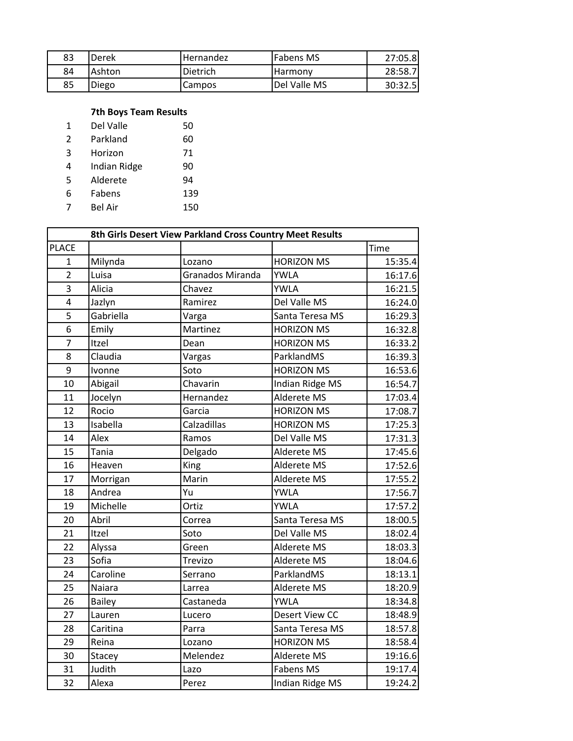| 83 | Derek | Hernandez | Fabens MS | 27:05.8 |
|---|---|---|---|---|
| 84 | Ashton | Dietrich | Harmony | 28:58.7 |
| 85 | Diego | Campos | Del Valle MS | 30:32.5 |

**7th Boys Team Results**

| | | |
|---|---|---|
| 1 | Del Valle | 50 |
| 2 | Parkland | 60 |
| 3 | Horizon | 71 |
| 4 | Indian Ridge | 90 |
| 5 | Alderete | 94 |
| 6 | Fabens | 139 |
| 7 | Bel Air | 150 |

| | 8th Girls Desert View Parkland Cross Country Meet Results | | | |
|---|---|---|---|---|
| PLACE | | | | Time |
| 1 | Milynda | Lozano | HORIZON MS | 15:35.4 |
| 2 | Luisa | Granados Miranda | YWLA | 16:17.6 |
| 3 | Alicia | Chavez | YWLA | 16:21.5 |
| 4 | Jazlyn | Ramirez | Del Valle MS | 16:24.0 |
| 5 | Gabriella | Varga | Santa Teresa MS | 16:29.3 |
| 6 | Emily | Martinez | HORIZON MS | 16:32.8 |
| 7 | Itzel | Dean | HORIZON MS | 16:33.2 |
| 8 | Claudia | Vargas | ParklandMS | 16:39.3 |
| 9 | Ivonne | Soto | HORIZON MS | 16:53.6 |
| 10 | Abigail | Chavarin | Indian Ridge MS | 16:54.7 |
| 11 | Jocelyn | Hernandez | Alderete MS | 17:03.4 |
| 12 | Rocio | Garcia | HORIZON MS | 17:08.7 |
| 13 | Isabella | Calzadillas | HORIZON MS | 17:25.3 |
| 14 | Alex | Ramos | Del Valle MS | 17:31.3 |
| 15 | Tania | Delgado | Alderete MS | 17:45.6 |
| 16 | Heaven | King | Alderete MS | 17:52.6 |
| 17 | Morrigan | Marin | Alderete MS | 17:55.2 |
| 18 | Andrea | Yu | YWLA | 17:56.7 |
| 19 | Michelle | Ortiz | YWLA | 17:57.2 |
| 20 | Abril | Correa | Santa Teresa MS | 18:00.5 |
| 21 | Itzel | Soto | Del Valle MS | 18:02.4 |
| 22 | Alyssa | Green | Alderete MS | 18:03.3 |
| 23 | Sofia | Trevizo | Alderete MS | 18:04.6 |
| 24 | Caroline | Serrano | ParklandMS | 18:13.1 |
| 25 | Naiara | Larrea | Alderete MS | 18:20.9 |
| 26 | Bailey | Castaneda | YWLA | 18:34.8 |
| 27 | Lauren | Lucero | Desert View CC | 18:48.9 |
| 28 | Caritina | Parra | Santa Teresa MS | 18:57.8 |
| 29 | Reina | Lozano | HORIZON MS | 18:58.4 |
| 30 | Stacey | Melendez | Alderete MS | 19:16.6 |
| 31 | Judith | Lazo | Fabens MS | 19:17.4 |
| 32 | Alexa | Perez | Indian Ridge MS | 19:24.2 |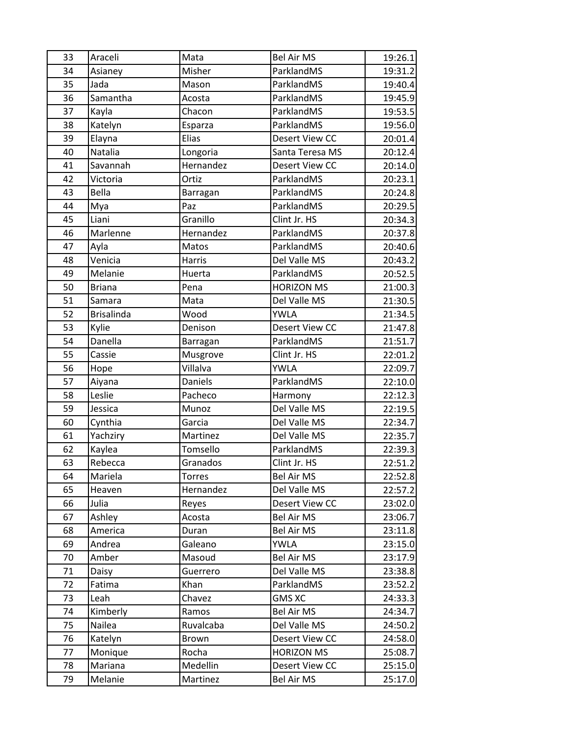| | | | | |
|---|---|---|---|---|
| 33 | Araceli | Mata | Bel Air MS | 19:26.1 |
| 34 | Asianey | Misher | ParklandMS | 19:31.2 |
| 35 | Jada | Mason | ParklandMS | 19:40.4 |
| 36 | Samantha | Acosta | ParklandMS | 19:45.9 |
| 37 | Kayla | Chacon | ParklandMS | 19:53.5 |
| 38 | Katelyn | Esparza | ParklandMS | 19:56.0 |
| 39 | Elayna | Elias | Desert View CC | 20:01.4 |
| 40 | Natalia | Longoria | Santa Teresa MS | 20:12.4 |
| 41 | Savannah | Hernandez | Desert View CC | 20:14.0 |
| 42 | Victoria | Ortiz | ParklandMS | 20:23.1 |
| 43 | Bella | Barragan | ParklandMS | 20:24.8 |
| 44 | Mya | Paz | ParklandMS | 20:29.5 |
| 45 | Liani | Granillo | Clint Jr. HS | 20:34.3 |
| 46 | Marlenne | Hernandez | ParklandMS | 20:37.8 |
| 47 | Ayla | Matos | ParklandMS | 20:40.6 |
| 48 | Venicia | Harris | Del Valle MS | 20:43.2 |
| 49 | Melanie | Huerta | ParklandMS | 20:52.5 |
| 50 | Briana | Pena | HORIZON MS | 21:00.3 |
| 51 | Samara | Mata | Del Valle MS | 21:30.5 |
| 52 | Brisalinda | Wood | YWLA | 21:34.5 |
| 53 | Kylie | Denison | Desert View CC | 21:47.8 |
| 54 | Danella | Barragan | ParklandMS | 21:51.7 |
| 55 | Cassie | Musgrove | Clint Jr. HS | 22:01.2 |
| 56 | Hope | Villalva | YWLA | 22:09.7 |
| 57 | Aiyana | Daniels | ParklandMS | 22:10.0 |
| 58 | Leslie | Pacheco | Harmony | 22:12.3 |
| 59 | Jessica | Munoz | Del Valle MS | 22:19.5 |
| 60 | Cynthia | Garcia | Del Valle MS | 22:34.7 |
| 61 | Yachziry | Martinez | Del Valle MS | 22:35.7 |
| 62 | Kaylea | Tomsello | ParklandMS | 22:39.3 |
| 63 | Rebecca | Granados | Clint Jr. HS | 22:51.2 |
| 64 | Mariela | Torres | Bel Air MS | 22:52.8 |
| 65 | Heaven | Hernandez | Del Valle MS | 22:57.2 |
| 66 | Julia | Reyes | Desert View CC | 23:02.0 |
| 67 | Ashley | Acosta | Bel Air MS | 23:06.7 |
| 68 | America | Duran | Bel Air MS | 23:11.8 |
| 69 | Andrea | Galeano | YWLA | 23:15.0 |
| 70 | Amber | Masoud | Bel Air MS | 23:17.9 |
| 71 | Daisy | Guerrero | Del Valle MS | 23:38.8 |
| 72 | Fatima | Khan | ParklandMS | 23:52.2 |
| 73 | Leah | Chavez | GMS XC | 24:33.3 |
| 74 | Kimberly | Ramos | Bel Air MS | 24:34.7 |
| 75 | Nailea | Ruvalcaba | Del Valle MS | 24:50.2 |
| 76 | Katelyn | Brown | Desert View CC | 24:58.0 |
| 77 | Monique | Rocha | HORIZON MS | 25:08.7 |
| 78 | Mariana | Medellin | Desert View CC | 25:15.0 |
| 79 | Melanie | Martinez | Bel Air MS | 25:17.0 |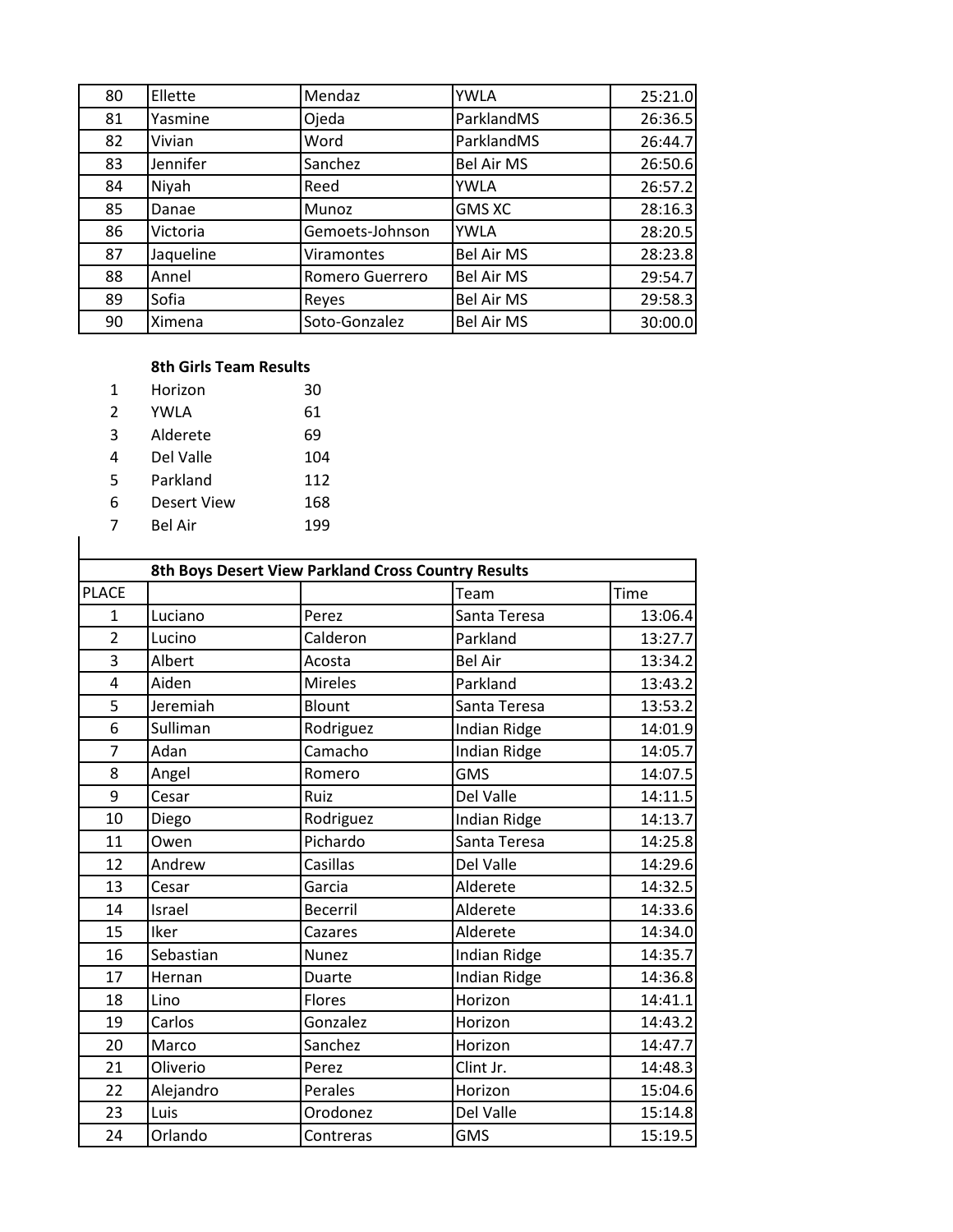| | | | | |
|---|---|---|---|---|
| 80 | Ellette | Mendaz | YWLA | 25:21.0 |
| 81 | Yasmine | Ojeda | ParklandMS | 26:36.5 |
| 82 | Vivian | Word | ParklandMS | 26:44.7 |
| 83 | Jennifer | Sanchez | Bel Air MS | 26:50.6 |
| 84 | Niyah | Reed | YWLA | 26:57.2 |
| 85 | Danae | Munoz | GMS XC | 28:16.3 |
| 86 | Victoria | Gemoets-Johnson | YWLA | 28:20.5 |
| 87 | Jaqueline | Viramontes | Bel Air MS | 28:23.8 |
| 88 | Annel | Romero Guerrero | Bel Air MS | 29:54.7 |
| 89 | Sofia | Reyes | Bel Air MS | 29:58.3 |
| 90 | Ximena | Soto-Gonzalez | Bel Air MS | 30:00.0 |

**8th Girls Team Results**

| | | |
|---|---|---|
| 1 | Horizon | 30 |
| 2 | YWLA | 61 |
| 3 | Alderete | 69 |
| 4 | Del Valle | 104 |
| 5 | Parkland | 112 |
| 6 | Desert View | 168 |
| 7 | Bel Air | 199 |

**8th Boys Desert View Parkland Cross Country Results**

| PLACE | | | Team | Time |
|---|---|---|---|---|
| 1 | Luciano | Perez | Santa Teresa | 13:06.4 |
| 2 | Lucino | Calderon | Parkland | 13:27.7 |
| 3 | Albert | Acosta | Bel Air | 13:34.2 |
| 4 | Aiden | Mireles | Parkland | 13:43.2 |
| 5 | Jeremiah | Blount | Santa Teresa | 13:53.2 |
| 6 | Sulliman | Rodriguez | Indian Ridge | 14:01.9 |
| 7 | Adan | Camacho | Indian Ridge | 14:05.7 |
| 8 | Angel | Romero | GMS | 14:07.5 |
| 9 | Cesar | Ruiz | Del Valle | 14:11.5 |
| 10 | Diego | Rodriguez | Indian Ridge | 14:13.7 |
| 11 | Owen | Pichardo | Santa Teresa | 14:25.8 |
| 12 | Andrew | Casillas | Del Valle | 14:29.6 |
| 13 | Cesar | Garcia | Alderete | 14:32.5 |
| 14 | Israel | Becerril | Alderete | 14:33.6 |
| 15 | Iker | Cazares | Alderete | 14:34.0 |
| 16 | Sebastian | Nunez | Indian Ridge | 14:35.7 |
| 17 | Hernan | Duarte | Indian Ridge | 14:36.8 |
| 18 | Lino | Flores | Horizon | 14:41.1 |
| 19 | Carlos | Gonzalez | Horizon | 14:43.2 |
| 20 | Marco | Sanchez | Horizon | 14:47.7 |
| 21 | Oliverio | Perez | Clint Jr. | 14:48.3 |
| 22 | Alejandro | Perales | Horizon | 15:04.6 |
| 23 | Luis | Orodonez | Del Valle | 15:14.8 |
| 24 | Orlando | Contreras | GMS | 15:19.5 |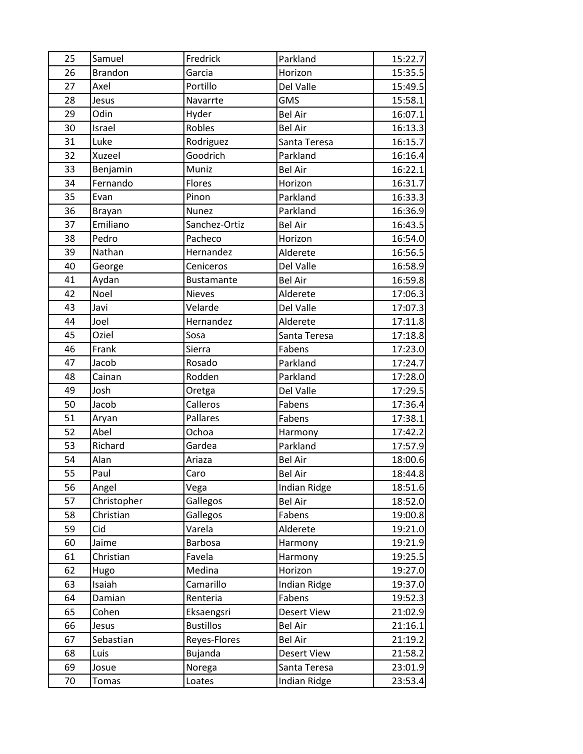| 25 | Samuel | Fredrick | Parkland | 15:22.7 |
|---|---|---|---|---|
| 26 | Brandon | Garcia | Horizon | 15:35.5 |
| 27 | Axel | Portillo | Del Valle | 15:49.5 |
| 28 | Jesus | Navarrte | GMS | 15:58.1 |
| 29 | Odin | Hyder | Bel Air | 16:07.1 |
| 30 | Israel | Robles | Bel Air | 16:13.3 |
| 31 | Luke | Rodriguez | Santa Teresa | 16:15.7 |
| 32 | Xuzeel | Goodrich | Parkland | 16:16.4 |
| 33 | Benjamin | Muniz | Bel Air | 16:22.1 |
| 34 | Fernando | Flores | Horizon | 16:31.7 |
| 35 | Evan | Pinon | Parkland | 16:33.3 |
| 36 | Brayan | Nunez | Parkland | 16:36.9 |
| 37 | Emiliano | Sanchez-Ortiz | Bel Air | 16:43.5 |
| 38 | Pedro | Pacheco | Horizon | 16:54.0 |
| 39 | Nathan | Hernandez | Alderete | 16:56.5 |
| 40 | George | Ceniceros | Del Valle | 16:58.9 |
| 41 | Aydan | Bustamante | Bel Air | 16:59.8 |
| 42 | Noel | Nieves | Alderete | 17:06.3 |
| 43 | Javi | Velarde | Del Valle | 17:07.3 |
| 44 | Joel | Hernandez | Alderete | 17:11.8 |
| 45 | Oziel | Sosa | Santa Teresa | 17:18.8 |
| 46 | Frank | Sierra | Fabens | 17:23.0 |
| 47 | Jacob | Rosado | Parkland | 17:24.7 |
| 48 | Cainan | Rodden | Parkland | 17:28.0 |
| 49 | Josh | Oretga | Del Valle | 17:29.5 |
| 50 | Jacob | Calleros | Fabens | 17:36.4 |
| 51 | Aryan | Pallares | Fabens | 17:38.1 |
| 52 | Abel | Ochoa | Harmony | 17:42.2 |
| 53 | Richard | Gardea | Parkland | 17:57.9 |
| 54 | Alan | Ariaza | Bel Air | 18:00.6 |
| 55 | Paul | Caro | Bel Air | 18:44.8 |
| 56 | Angel | Vega | Indian Ridge | 18:51.6 |
| 57 | Christopher | Gallegos | Bel Air | 18:52.0 |
| 58 | Christian | Gallegos | Fabens | 19:00.8 |
| 59 | Cid | Varela | Alderete | 19:21.0 |
| 60 | Jaime | Barbosa | Harmony | 19:21.9 |
| 61 | Christian | Favela | Harmony | 19:25.5 |
| 62 | Hugo | Medina | Horizon | 19:27.0 |
| 63 | Isaiah | Camarillo | Indian Ridge | 19:37.0 |
| 64 | Damian | Renteria | Fabens | 19:52.3 |
| 65 | Cohen | Eksaengsri | Desert View | 21:02.9 |
| 66 | Jesus | Bustillos | Bel Air | 21:16.1 |
| 67 | Sebastian | Reyes-Flores | Bel Air | 21:19.2 |
| 68 | Luis | Bujanda | Desert View | 21:58.2 |
| 69 | Josue | Norega | Santa Teresa | 23:01.9 |
| 70 | Tomas | Loates | Indian Ridge | 23:53.4 |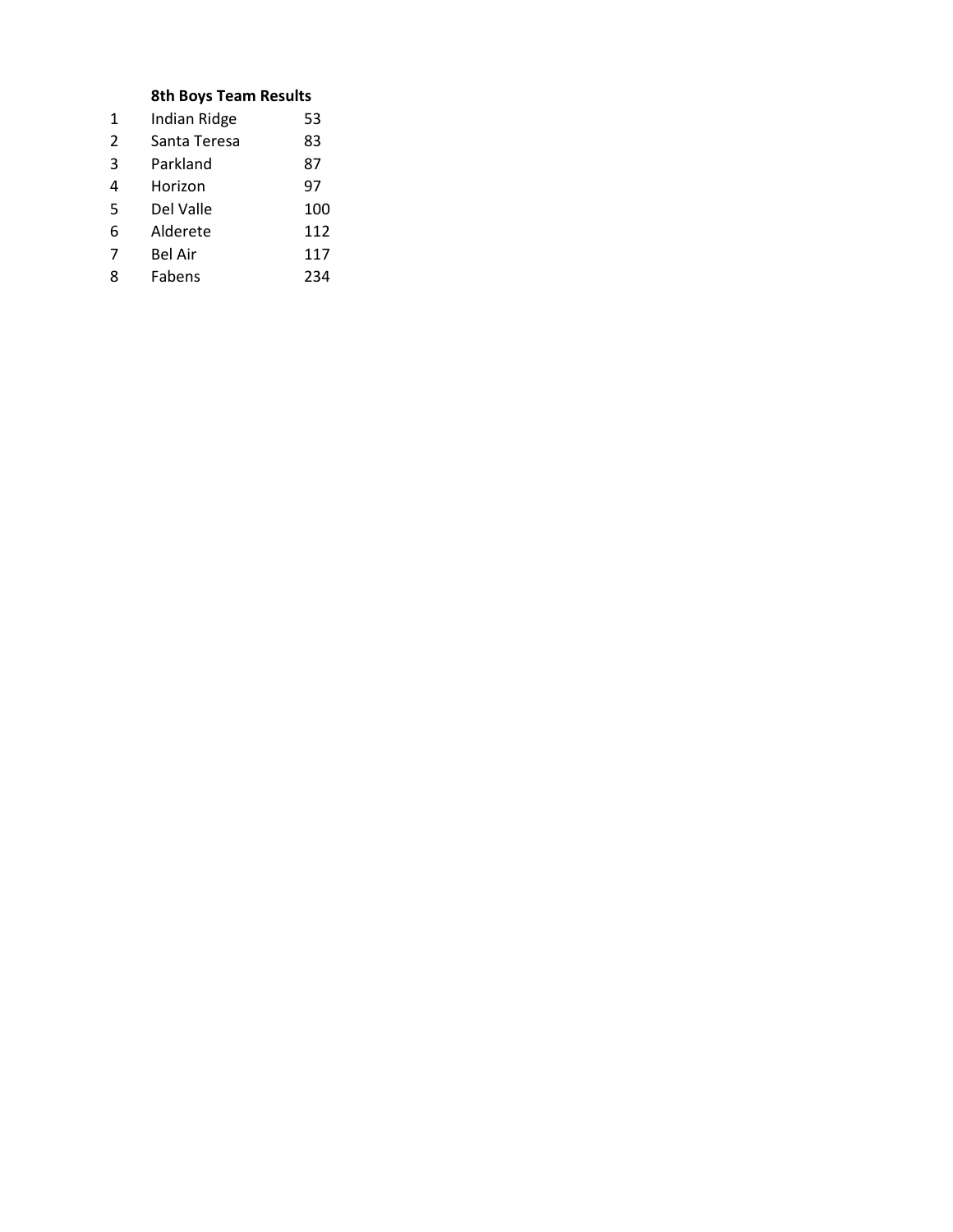**8th Boys Team Results**

| | | |
|---|---|---|
| 1 | Indian Ridge | 53 |
| 2 | Santa Teresa | 83 |
| 3 | Parkland | 87 |
| 4 | Horizon | 97 |
| 5 | Del Valle | 100 |
| 6 | Alderete | 112 |
| 7 | Bel Air | 117 |
| 8 | Fabens | 234 |